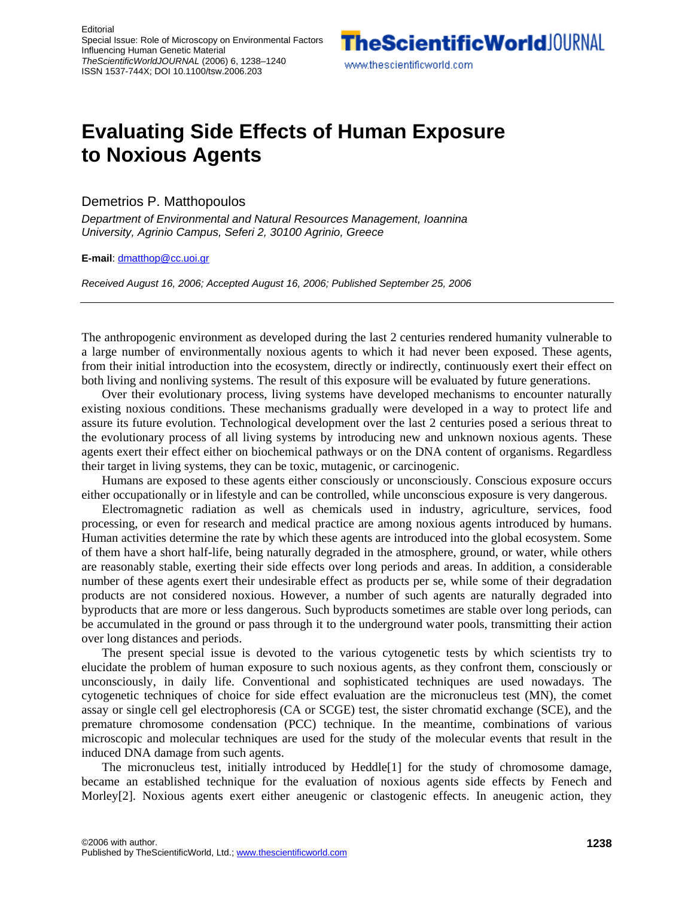Editorial
Special Issue: Role of Microscopy on Environmental Factors Influencing Human Genetic Material
*TheScientificWorldJOURNAL* (2006) 6, 1238–1240
ISSN 1537-744X; DOI 10.1100/tsw.2006.203

# Evaluating Side Effects of Human Exposure to Noxious Agents

Demetrios P. Matthopoulos

*Department of Environmental and Natural Resources Management, Ioannina University, Agrinio Campus, Seferi 2, 30100 Agrinio, Greece*

**E-mail**: dmatthop@cc.uoi.gr

*Received August 16, 2006; Accepted August 16, 2006; Published September 25, 2006*

---

The anthropogenic environment as developed during the last 2 centuries rendered humanity vulnerable to a large number of environmentally noxious agents to which it had never been exposed. These agents, from their initial introduction into the ecosystem, directly or indirectly, continuously exert their effect on both living and nonliving systems. The result of this exposure will be evaluated by future generations.

Over their evolutionary process, living systems have developed mechanisms to encounter naturally existing noxious conditions. These mechanisms gradually were developed in a way to protect life and assure its future evolution. Technological development over the last 2 centuries posed a serious threat to the evolutionary process of all living systems by introducing new and unknown noxious agents. These agents exert their effect either on biochemical pathways or on the DNA content of organisms. Regardless their target in living systems, they can be toxic, mutagenic, or carcinogenic.

Humans are exposed to these agents either consciously or unconsciously. Conscious exposure occurs either occupationally or in lifestyle and can be controlled, while unconscious exposure is very dangerous.

Electromagnetic radiation as well as chemicals used in industry, agriculture, services, food processing, or even for research and medical practice are among noxious agents introduced by humans. Human activities determine the rate by which these agents are introduced into the global ecosystem. Some of them have a short half-life, being naturally degraded in the atmosphere, ground, or water, while others are reasonably stable, exerting their side effects over long periods and areas. In addition, a considerable number of these agents exert their undesirable effect as products per se, while some of their degradation products are not considered noxious. However, a number of such agents are naturally degraded into byproducts that are more or less dangerous. Such byproducts sometimes are stable over long periods, can be accumulated in the ground or pass through it to the underground water pools, transmitting their action over long distances and periods.

The present special issue is devoted to the various cytogenetic tests by which scientists try to elucidate the problem of human exposure to such noxious agents, as they confront them, consciously or unconsciously, in daily life. Conventional and sophisticated techniques are used nowadays. The cytogenetic techniques of choice for side effect evaluation are the micronucleus test (MN), the comet assay or single cell gel electrophoresis (CA or SCGE) test, the sister chromatid exchange (SCE), and the premature chromosome condensation (PCC) technique. In the meantime, combinations of various microscopic and molecular techniques are used for the study of the molecular events that result in the induced DNA damage from such agents.

The micronucleus test, initially introduced by Heddle[1] for the study of chromosome damage, became an established technique for the evaluation of noxious agents side effects by Fenech and Morley[2]. Noxious agents exert either aneugenic or clastogenic effects. In aneugenic action, they

©2006 with author.
Published by TheScientificWorld, Ltd.; www.thescientificworld.com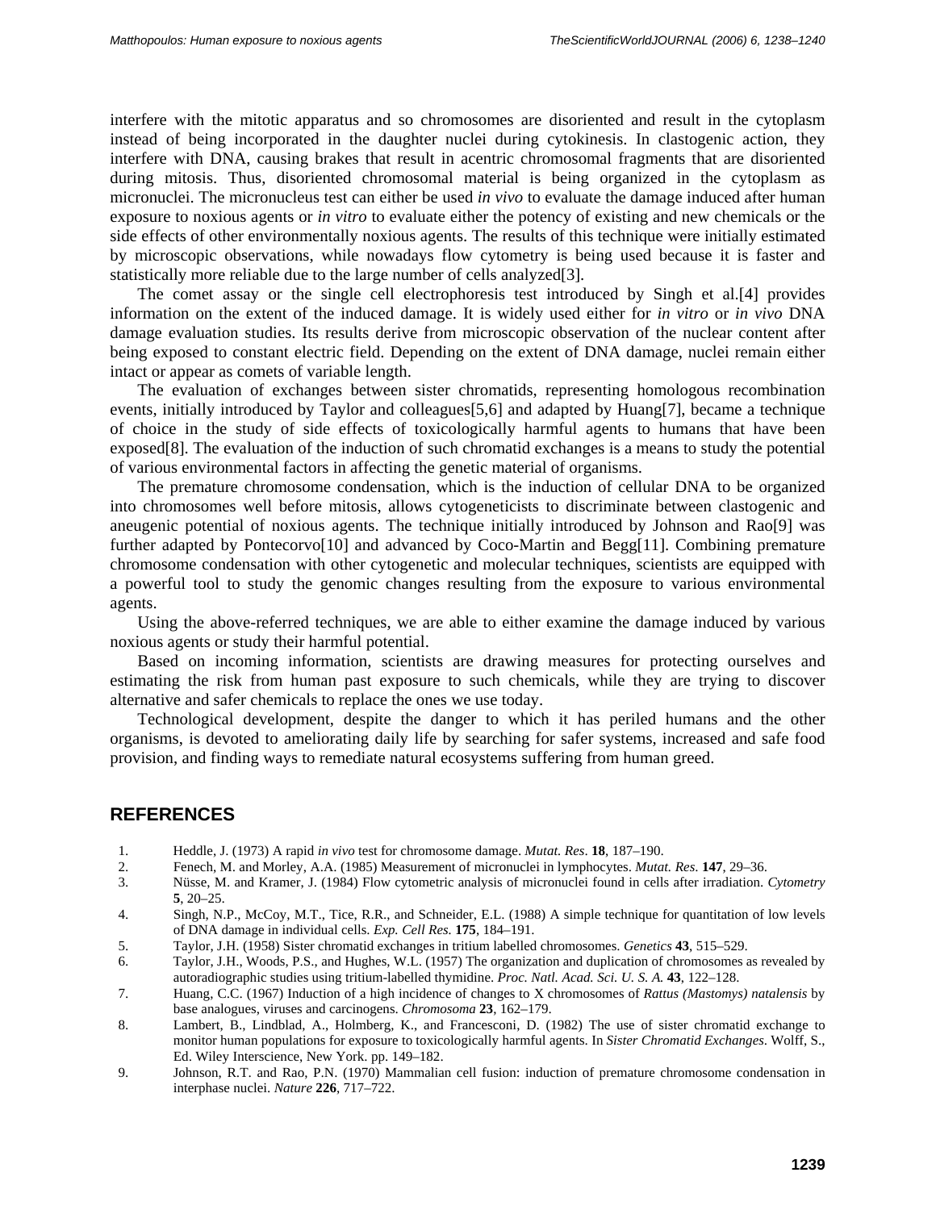interfere with the mitotic apparatus and so chromosomes are disoriented and result in the cytoplasm instead of being incorporated in the daughter nuclei during cytokinesis. In clastogenic action, they interfere with DNA, causing brakes that result in acentric chromosomal fragments that are disoriented during mitosis. Thus, disoriented chromosomal material is being organized in the cytoplasm as micronuclei. The micronucleus test can either be used *in vivo* to evaluate the damage induced after human exposure to noxious agents or *in vitro* to evaluate either the potency of existing and new chemicals or the side effects of other environmentally noxious agents. The results of this technique were initially estimated by microscopic observations, while nowadays flow cytometry is being used because it is faster and statistically more reliable due to the large number of cells analyzed[3].

The comet assay or the single cell electrophoresis test introduced by Singh et al.[4] provides information on the extent of the induced damage. It is widely used either for *in vitro* or *in vivo* DNA damage evaluation studies. Its results derive from microscopic observation of the nuclear content after being exposed to constant electric field. Depending on the extent of DNA damage, nuclei remain either intact or appear as comets of variable length.

The evaluation of exchanges between sister chromatids, representing homologous recombination events, initially introduced by Taylor and colleagues[5,6] and adapted by Huang[7], became a technique of choice in the study of side effects of toxicologically harmful agents to humans that have been exposed[8]. The evaluation of the induction of such chromatid exchanges is a means to study the potential of various environmental factors in affecting the genetic material of organisms.

The premature chromosome condensation, which is the induction of cellular DNA to be organized into chromosomes well before mitosis, allows cytogeneticists to discriminate between clastogenic and aneugenic potential of noxious agents. The technique initially introduced by Johnson and Rao[9] was further adapted by Pontecorvo[10] and advanced by Coco-Martin and Begg[11]. Combining premature chromosome condensation with other cytogenetic and molecular techniques, scientists are equipped with a powerful tool to study the genomic changes resulting from the exposure to various environmental agents.

Using the above-referred techniques, we are able to either examine the damage induced by various noxious agents or study their harmful potential.

Based on incoming information, scientists are drawing measures for protecting ourselves and estimating the risk from human past exposure to such chemicals, while they are trying to discover alternative and safer chemicals to replace the ones we use today.

Technological development, despite the danger to which it has periled humans and the other organisms, is devoted to ameliorating daily life by searching for safer systems, increased and safe food provision, and finding ways to remediate natural ecosystems suffering from human greed.

## REFERENCES

1. Heddle, J. (1973) A rapid *in vivo* test for chromosome damage. *Mutat. Res*. **18**, 187–190.
2. Fenech, M. and Morley, A.A. (1985) Measurement of micronuclei in lymphocytes. *Mutat. Res*. **147**, 29–36.
3. Nüsse, M. and Kramer, J. (1984) Flow cytometric analysis of micronuclei found in cells after irradiation. *Cytometry* **5**, 20–25.
4. Singh, N.P., McCoy, M.T., Tice, R.R., and Schneider, E.L. (1988) A simple technique for quantitation of low levels of DNA damage in individual cells. *Exp. Cell Res.* **175**, 184–191.
5. Taylor, J.H. (1958) Sister chromatid exchanges in tritium labelled chromosomes. *Genetics* **43**, 515–529.
6. Taylor, J.H., Woods, P.S., and Hughes, W.L. (1957) The organization and duplication of chromosomes as revealed by autoradiographic studies using tritium-labelled thymidine. *Proc. Natl. Acad. Sci. U. S. A.* **43**, 122–128.
7. Huang, C.C. (1967) Induction of a high incidence of changes to X chromosomes of *Rattus (Mastomys) natalensis* by base analogues, viruses and carcinogens. *Chromosoma* **23**, 162–179.
8. Lambert, B., Lindblad, A., Holmberg, K., and Francesconi, D. (1982) The use of sister chromatid exchange to monitor human populations for exposure to toxicologically harmful agents. In *Sister Chromatid Exchanges*. Wolff, S., Ed. Wiley Interscience, New York. pp. 149–182.
9. Johnson, R.T. and Rao, P.N. (1970) Mammalian cell fusion: induction of premature chromosome condensation in interphase nuclei. *Nature* **226**, 717–722.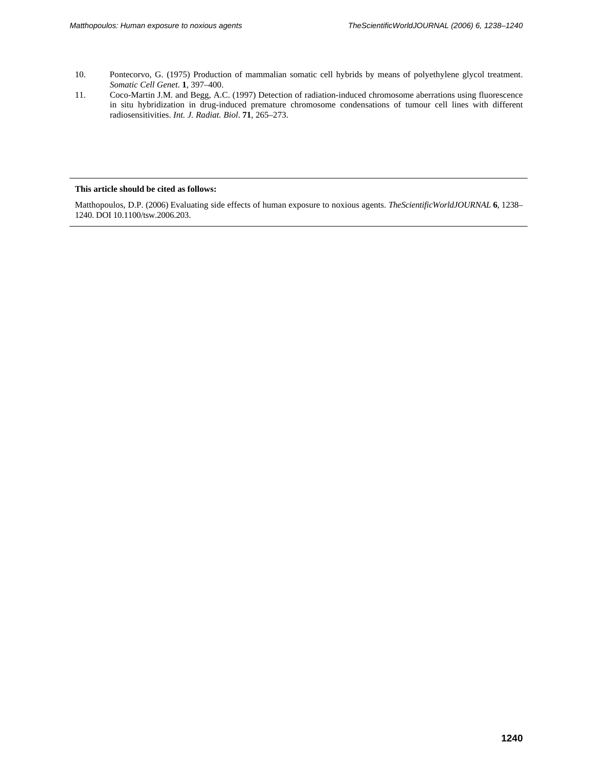10. Pontecorvo, G. (1975) Production of mammalian somatic cell hybrids by means of polyethylene glycol treatment. *Somatic Cell Genet.* **1**, 397–400.
11. Coco-Martin J.M. and Begg, A.C. (1997) Detection of radiation-induced chromosome aberrations using fluorescence in situ hybridization in drug-induced premature chromosome condensations of tumour cell lines with different radiosensitivities. *Int. J. Radiat. Biol.* **71**, 265–273.

---

**This article should be cited as follows:**

Matthopoulos, D.P. (2006) Evaluating side effects of human exposure to noxious agents. *TheScientificWorldJOURNAL* **6**, 1238–1240. DOI 10.1100/tsw.2006.203.

---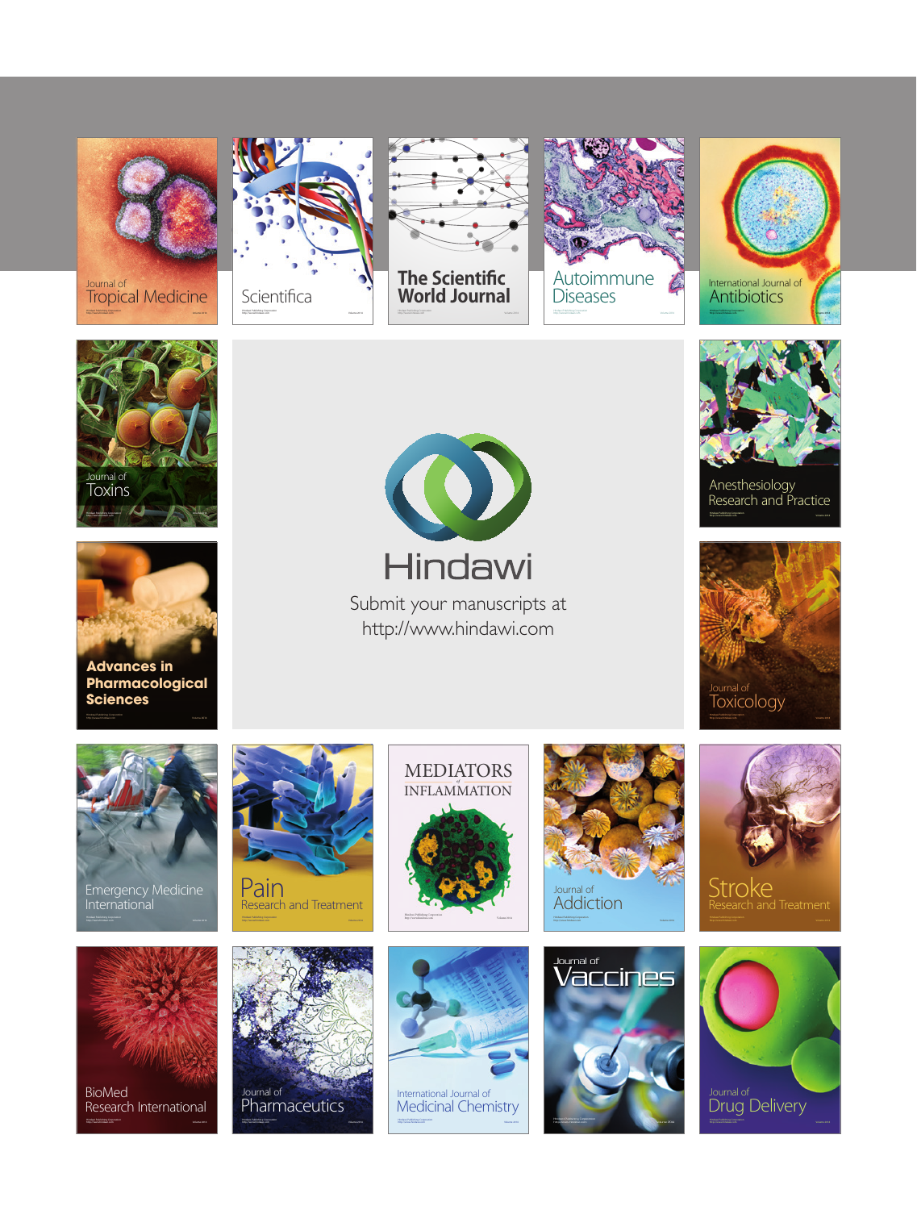Hindawi

Submit your manuscripts at
http://www.hindawi.com

Journal of Tropical Medicine

Scientifica

The Scientific World Journal

Autoimmune Diseases

International Journal of Antibiotics

Journal of Toxins

Anesthesiology Research and Practice

Advances in Pharmacological Sciences

Journal of Toxicology

Emergency Medicine International

Pain Research and Treatment

MEDIATORS of INFLAMMATION

Journal of Addiction

Stroke Research and Treatment

BioMed Research International

Journal of Pharmaceutics

International Journal of Medicinal Chemistry

Journal of Vaccines

Journal of Drug Delivery